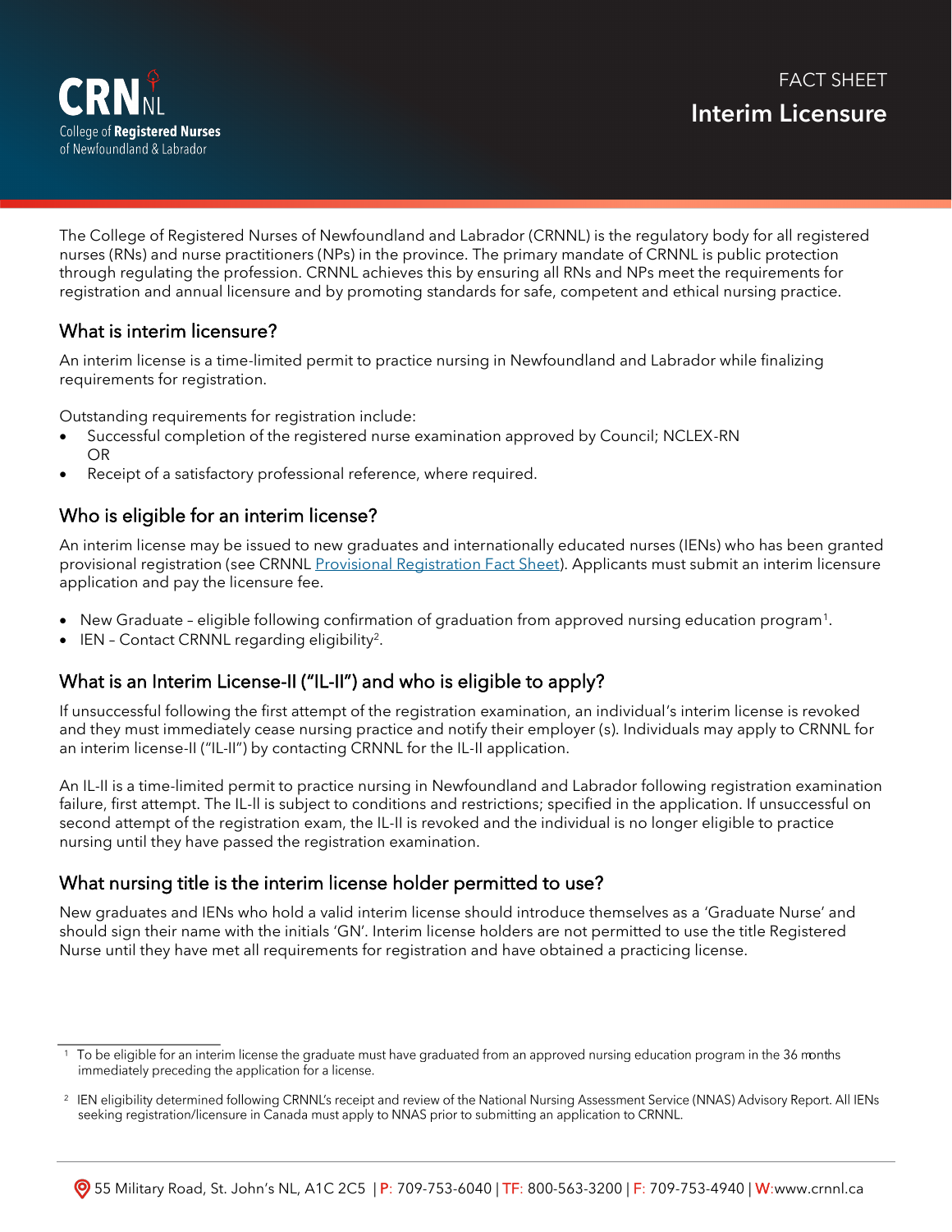CRNNL
College of Registered Nurses of Newfoundland & Labrador

FACT SHEET

# Interim Licensure

The College of Registered Nurses of Newfoundland and Labrador (CRNNL) is the regulatory body for all registered nurses (RNs) and nurse practitioners (NPs) in the province. The primary mandate of CRNNL is public protection through regulating the profession. CRNNL achieves this by ensuring all RNs and NPs meet the requirements for registration and annual licensure and by promoting standards for safe, competent and ethical nursing practice.

## What is interim licensure?

An interim license is a time-limited permit to practice nursing in Newfoundland and Labrador while finalizing requirements for registration.

Outstanding requirements for registration include:

- Successful completion of the registered nurse examination approved by Council; NCLEX-RN
  OR
- Receipt of a satisfactory professional reference, where required.

## Who is eligible for an interim license?

An interim license may be issued to new graduates and internationally educated nurses (IENs) who has been granted provisional registration (see CRNNL Provisional Registration Fact Sheet). Applicants must submit an interim licensure application and pay the licensure fee.

- New Graduate – eligible following confirmation of graduation from approved nursing education program[1].
- IEN – Contact CRNNL regarding eligibility[2].

## What is an Interim License-II ("IL-II") and who is eligible to apply?

If unsuccessful following the first attempt of the registration examination, an individual's interim license is revoked and they must immediately cease nursing practice and notify their employer (s). Individuals may apply to CRNNL for an interim license-II ("IL-II") by contacting CRNNL for the IL-II application.

An IL-II is a time-limited permit to practice nursing in Newfoundland and Labrador following registration examination failure, first attempt. The IL-II is subject to conditions and restrictions; specified in the application. If unsuccessful on second attempt of the registration exam, the IL-II is revoked and the individual is no longer eligible to practice nursing until they have passed the registration examination.

## What nursing title is the interim license holder permitted to use?

New graduates and IENs who hold a valid interim license should introduce themselves as a 'Graduate Nurse' and should sign their name with the initials 'GN'. Interim license holders are not permitted to use the title Registered Nurse until they have met all requirements for registration and have obtained a practicing license.

---

[1] To be eligible for an interim license the graduate must have graduated from an approved nursing education program in the 36 months immediately preceding the application for a license.

[2] IEN eligibility determined following CRNNL's receipt and review of the National Nursing Assessment Service (NNAS) Advisory Report. All IENs seeking registration/licensure in Canada must apply to NNAS prior to submitting an application to CRNNL.

55 Military Road, St. John's NL, A1C 2C5 | P: 709-753-6040 | TF: 800-563-3200 | F: 709-753-4940 | W:www.crnnl.ca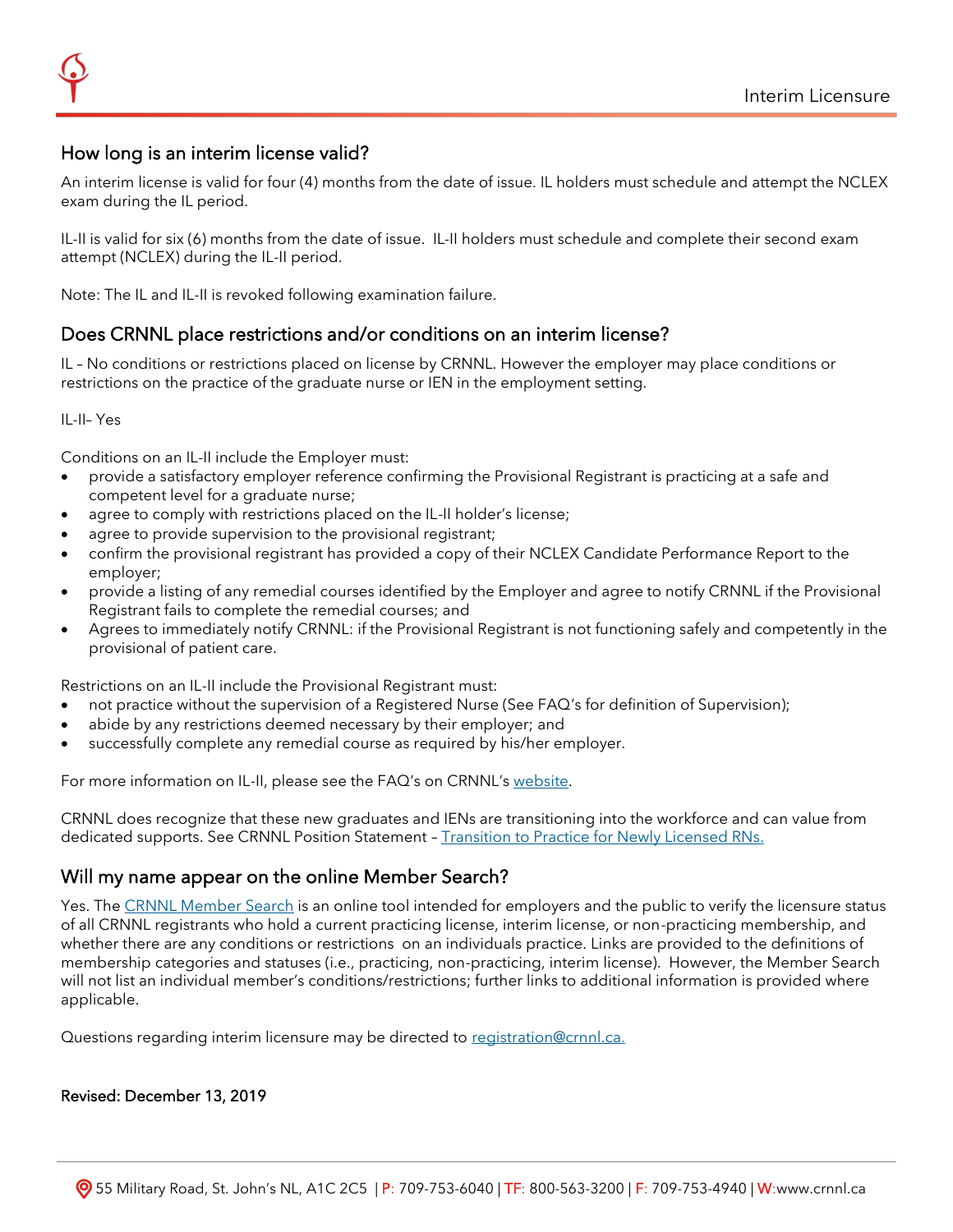## How long is an interim license valid?

An interim license is valid for four (4) months from the date of issue. IL holders must schedule and attempt the NCLEX exam during the IL period.

IL-II is valid for six (6) months from the date of issue. IL-II holders must schedule and complete their second exam attempt (NCLEX) during the IL-II period.

Note: The IL and IL-II is revoked following examination failure.

## Does CRNNL place restrictions and/or conditions on an interim license?

IL – No conditions or restrictions placed on license by CRNNL. However the employer may place conditions or restrictions on the practice of the graduate nurse or IEN in the employment setting.

IL-II– Yes

Conditions on an IL-II include the Employer must:

- provide a satisfactory employer reference confirming the Provisional Registrant is practicing at a safe and competent level for a graduate nurse;
- agree to comply with restrictions placed on the IL-II holder's license;
- agree to provide supervision to the provisional registrant;
- confirm the provisional registrant has provided a copy of their NCLEX Candidate Performance Report to the employer;
- provide a listing of any remedial courses identified by the Employer and agree to notify CRNNL if the Provisional Registrant fails to complete the remedial courses; and
- Agrees to immediately notify CRNNL: if the Provisional Registrant is not functioning safely and competently in the provisional of patient care.

Restrictions on an IL-II include the Provisional Registrant must:

- not practice without the supervision of a Registered Nurse (See FAQ's for definition of Supervision);
- abide by any restrictions deemed necessary by their employer; and
- successfully complete any remedial course as required by his/her employer.

For more information on IL-II, please see the FAQ's on CRNNL's website.

CRNNL does recognize that these new graduates and IENs are transitioning into the workforce and can value from dedicated supports. See CRNNL Position Statement – Transition to Practice for Newly Licensed RNs.

## Will my name appear on the online Member Search?

Yes. The CRNNL Member Search is an online tool intended for employers and the public to verify the licensure status of all CRNNL registrants who hold a current practicing license, interim license, or non-practicing membership, and whether there are any conditions or restrictions on an individuals practice. Links are provided to the definitions of membership categories and statuses (i.e., practicing, non-practicing, interim license). However, the Member Search will not list an individual member's conditions/restrictions; further links to additional information is provided where applicable.

Questions regarding interim licensure may be directed to registration@crnnl.ca.

**Revised: December 13, 2019**